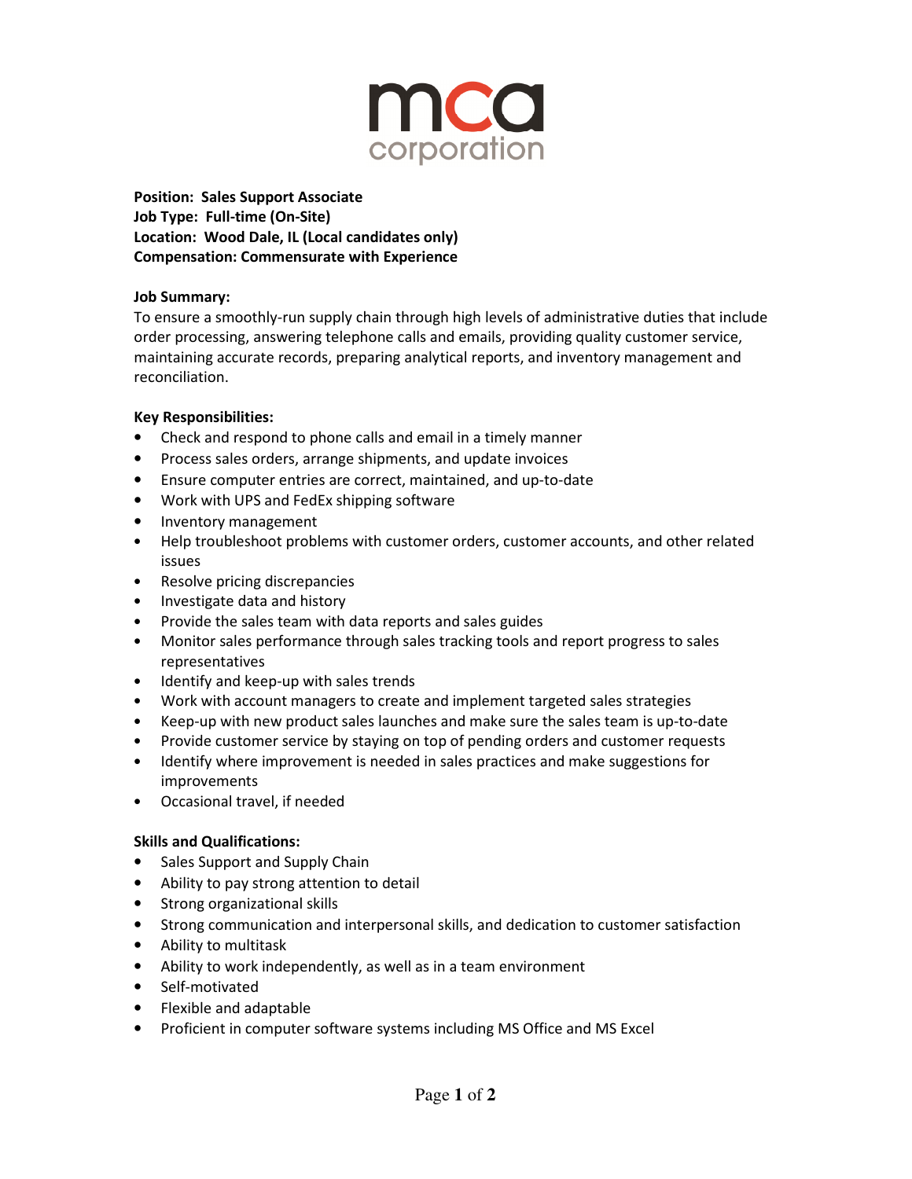mca corporation

**Position: Sales Support Associate**
**Job Type: Full-time (On-Site)**
**Location: Wood Dale, IL (Local candidates only)**
**Compensation: Commensurate with Experience**

**Job Summary:**

To ensure a smoothly-run supply chain through high levels of administrative duties that include order processing, answering telephone calls and emails, providing quality customer service, maintaining accurate records, preparing analytical reports, and inventory management and reconciliation.

**Key Responsibilities:**

- Check and respond to phone calls and email in a timely manner
- Process sales orders, arrange shipments, and update invoices
- Ensure computer entries are correct, maintained, and up-to-date
- Work with UPS and FedEx shipping software
- Inventory management
- Help troubleshoot problems with customer orders, customer accounts, and other related issues
- Resolve pricing discrepancies
- Investigate data and history
- Provide the sales team with data reports and sales guides
- Monitor sales performance through sales tracking tools and report progress to sales representatives
- Identify and keep-up with sales trends
- Work with account managers to create and implement targeted sales strategies
- Keep-up with new product sales launches and make sure the sales team is up-to-date
- Provide customer service by staying on top of pending orders and customer requests
- Identify where improvement is needed in sales practices and make suggestions for improvements
- Occasional travel, if needed

**Skills and Qualifications:**

- Sales Support and Supply Chain
- Ability to pay strong attention to detail
- Strong organizational skills
- Strong communication and interpersonal skills, and dedication to customer satisfaction
- Ability to multitask
- Ability to work independently, as well as in a team environment
- Self-motivated
- Flexible and adaptable
- Proficient in computer software systems including MS Office and MS Excel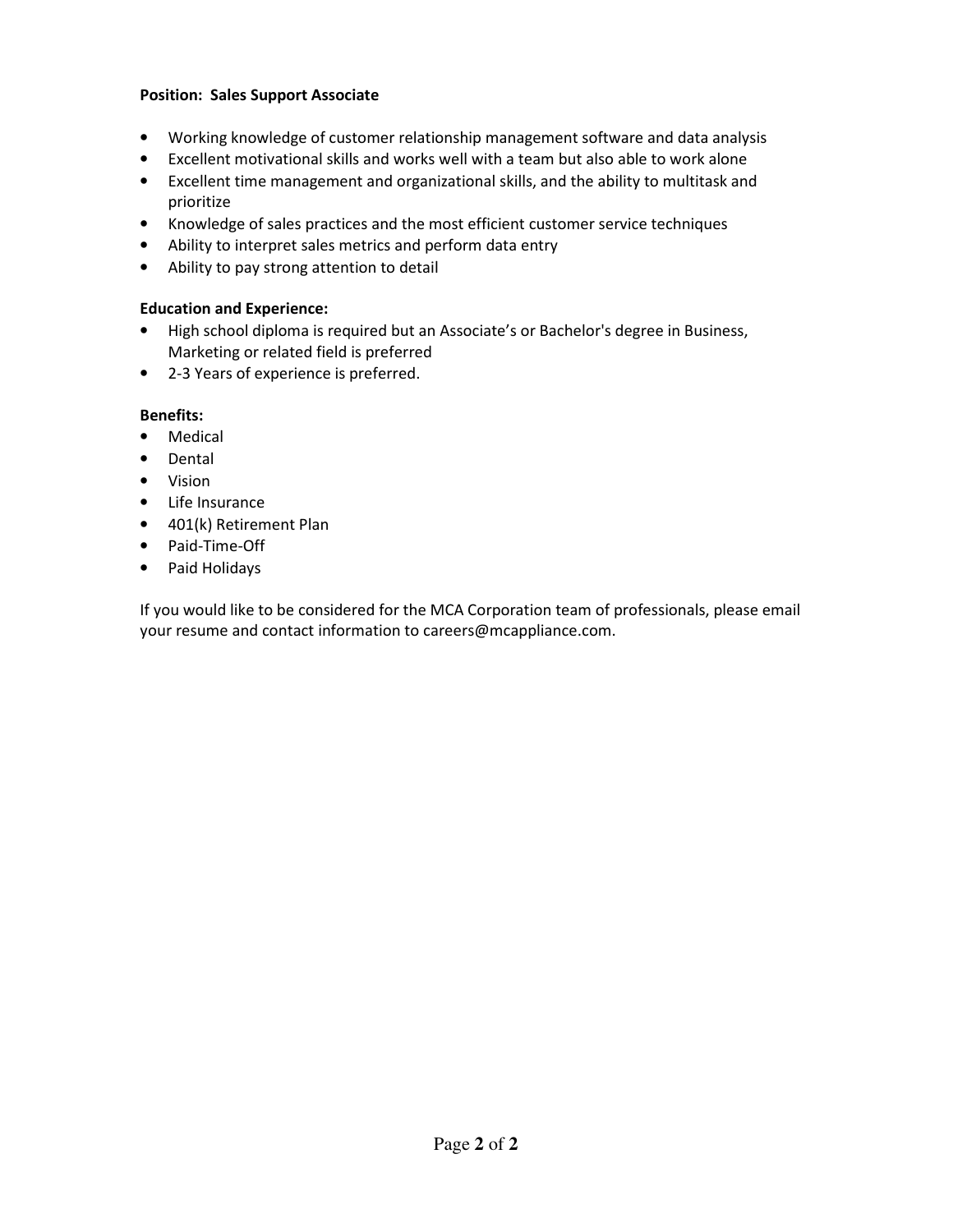**Position: Sales Support Associate**

- Working knowledge of customer relationship management software and data analysis
- Excellent motivational skills and works well with a team but also able to work alone
- Excellent time management and organizational skills, and the ability to multitask and prioritize
- Knowledge of sales practices and the most efficient customer service techniques
- Ability to interpret sales metrics and perform data entry
- Ability to pay strong attention to detail

**Education and Experience:**

- High school diploma is required but an Associate's or Bachelor's degree in Business, Marketing or related field is preferred
- 2-3 Years of experience is preferred.

**Benefits:**

- Medical
- Dental
- Vision
- Life Insurance
- 401(k) Retirement Plan
- Paid-Time-Off
- Paid Holidays

If you would like to be considered for the MCA Corporation team of professionals, please email your resume and contact information to careers@mcappliance.com.